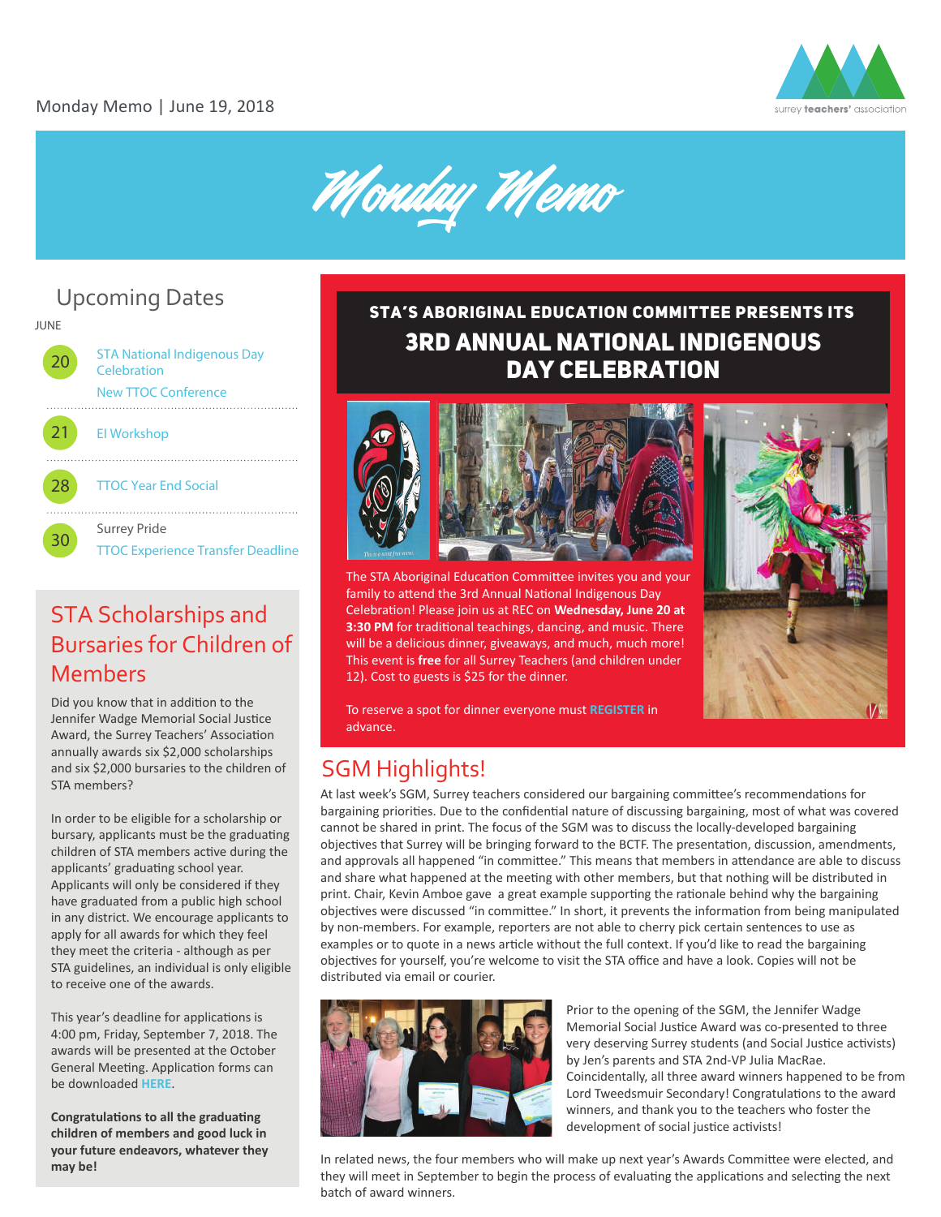Monday Memo | June 19, 2018

# Monday Memo

## Upcoming Dates

JUNE

- **20** STA National Indigenous Day Celebration
  New TTOC Conference
- **21** EI Workshop
- **28** TTOC Year End Social
- **30** Surrey Pride
  TTOC Experience Transfer Deadline

## STA Scholarships and Bursaries for Children of Members

Did you know that in addition to the Jennifer Wadge Memorial Social Justice Award, the Surrey Teachers' Association annually awards six $2,000 scholarships and six $2,000 bursaries to the children of STA members?

In order to be eligible for a scholarship or bursary, applicants must be the graduating children of STA members active during the applicants' graduating school year. Applicants will only be considered if they have graduated from a public high school in any district. We encourage applicants to apply for all awards for which they feel they meet the criteria - although as per STA guidelines, an individual is only eligible to receive one of the awards.

This year's deadline for applications is 4:00 pm, Friday, September 7, 2018. The awards will be presented at the October General Meeting. Application forms can be downloaded **HERE**.

**Congratulations to all the graduating children of members and good luck in your future endeavors, whatever they may be!**

## STA'S ABORIGINAL EDUCATION COMMITTEE PRESENTS ITS 3RD ANNUAL NATIONAL INDIGENOUS DAY CELEBRATION

The STA Aboriginal Education Committee invites you and your family to attend the 3rd Annual National Indigenous Day Celebration! Please join us at REC on **Wednesday, June 20 at 3:30 PM** for traditional teachings, dancing, and music. There will be a delicious dinner, giveaways, and much, much more! This event is **free** for all Surrey Teachers (and children under 12). Cost to guests is $25 for the dinner.

To reserve a spot for dinner everyone must **REGISTER** in advance.

## SGM Highlights!

At last week's SGM, Surrey teachers considered our bargaining committee's recommendations for bargaining priorities. Due to the confidential nature of discussing bargaining, most of what was covered cannot be shared in print. The focus of the SGM was to discuss the locally-developed bargaining objectives that Surrey will be bringing forward to the BCTF. The presentation, discussion, amendments, and approvals all happened "in committee." This means that members in attendance are able to discuss and share what happened at the meeting with other members, but that nothing will be distributed in print. Chair, Kevin Amboe gave a great example supporting the rationale behind why the bargaining objectives were discussed "in committee." In short, it prevents the information from being manipulated by non-members. For example, reporters are not able to cherry pick certain sentences to use as examples or to quote in a news article without the full context. If you'd like to read the bargaining objectives for yourself, you're welcome to visit the STA office and have a look. Copies will not be distributed via email or courier.

Prior to the opening of the SGM, the Jennifer Wadge Memorial Social Justice Award was co-presented to three very deserving Surrey students (and Social Justice activists) by Jen's parents and STA 2nd-VP Julia MacRae. Coincidentally, all three award winners happened to be from Lord Tweedsmuir Secondary! Congratulations to the award winners, and thank you to the teachers who foster the development of social justice activists!

In related news, the four members who will make up next year's Awards Committee were elected, and they will meet in September to begin the process of evaluating the applications and selecting the next batch of award winners.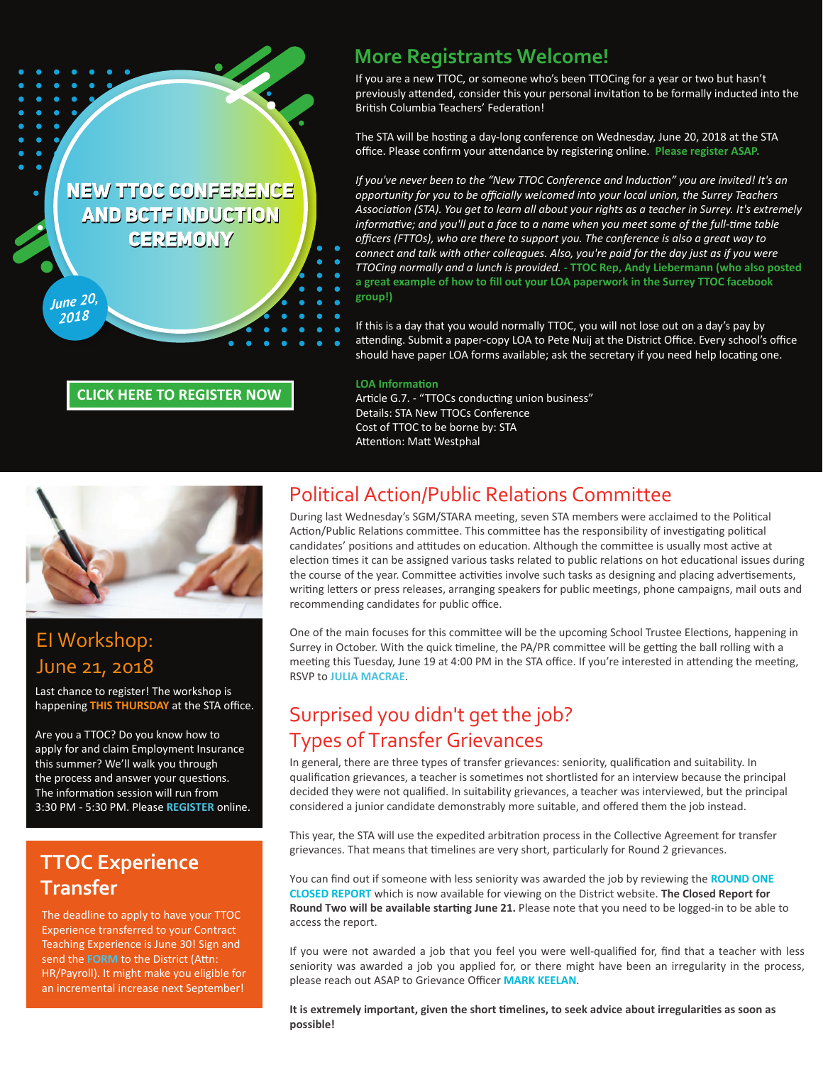# NEW TTOC CONFERENCE AND BCTF INDUCTION CEREMONY

June 20, 2018

**CLICK HERE TO REGISTER NOW**

## More Registrants Welcome!

If you are a new TTOC, or someone who's been TTOCing for a year or two but hasn't previously attended, consider this your personal invitation to be formally inducted into the British Columbia Teachers' Federation!

The STA will be hosting a day-long conference on Wednesday, June 20, 2018 at the STA office. Please confirm your attendance by registering online. **Please register ASAP.**

*If you've never been to the "New TTOC Conference and Induction" you are invited! It's an opportunity for you to be officially welcomed into your local union, the Surrey Teachers Association (STA). You get to learn all about your rights as a teacher in Surrey. It's extremely informative; and you'll put a face to a name when you meet some of the full-time table officers (FTTOs), who are there to support you. The conference is also a great way to connect and talk with other colleagues. Also, you're paid for the day just as if you were TTOCing normally and a lunch is provided.* **- TTOC Rep, Andy Liebermann (who also posted a great example of how to fill out your LOA paperwork in the Surrey TTOC facebook group!)**

If this is a day that you would normally TTOC, you will not lose out on a day's pay by attending. Submit a paper-copy LOA to Pete Nuij at the District Office. Every school's office should have paper LOA forms available; ask the secretary if you need help locating one.

**LOA Information**
Article G.7. - "TTOCs conducting union business"
Details: STA New TTOCs Conference
Cost of TTOC to be borne by: STA
Attention: Matt Westphal

## EI Workshop: June 21, 2018

Last chance to register! The workshop is happening **THIS THURSDAY** at the STA office.

Are you a TTOC? Do you know how to apply for and claim Employment Insurance this summer? We'll walk you through the process and answer your questions. The information session will run from 3:30 PM - 5:30 PM. Please **REGISTER** online.

## TTOC Experience Transfer

The deadline to apply to have your TTOC Experience transferred to your Contract Teaching Experience is June 30! Sign and send the **FORM** to the District (Attn: HR/Payroll). It might make you eligible for an incremental increase next September!

## Political Action/Public Relations Committee

During last Wednesday's SGM/STARA meeting, seven STA members were acclaimed to the Political Action/Public Relations committee. This committee has the responsibility of investigating political candidates' positions and attitudes on education. Although the committee is usually most active at election times it can be assigned various tasks related to public relations on hot educational issues during the course of the year. Committee activities involve such tasks as designing and placing advertisements, writing letters or press releases, arranging speakers for public meetings, phone campaigns, mail outs and recommending candidates for public office.

One of the main focuses for this committee will be the upcoming School Trustee Elections, happening in Surrey in October. With the quick timeline, the PA/PR committee will be getting the ball rolling with a meeting this Tuesday, June 19 at 4:00 PM in the STA office. If you're interested in attending the meeting, RSVP to **JULIA MACRAE**.

## Surprised you didn't get the job? Types of Transfer Grievances

In general, there are three types of transfer grievances: seniority, qualification and suitability. In qualification grievances, a teacher is sometimes not shortlisted for an interview because the principal decided they were not qualified. In suitability grievances, a teacher was interviewed, but the principal considered a junior candidate demonstrably more suitable, and offered them the job instead.

This year, the STA will use the expedited arbitration process in the Collective Agreement for transfer grievances. That means that timelines are very short, particularly for Round 2 grievances.

You can find out if someone with less seniority was awarded the job by reviewing the **ROUND ONE CLOSED REPORT** which is now available for viewing on the District website. **The Closed Report for Round Two will be available starting June 21.** Please note that you need to be logged-in to be able to access the report.

If you were not awarded a job that you feel you were well-qualified for, find that a teacher with less seniority was awarded a job you applied for, or there might have been an irregularity in the process, please reach out ASAP to Grievance Officer **MARK KEELAN**.

**It is extremely important, given the short timelines, to seek advice about irregularities as soon as possible!**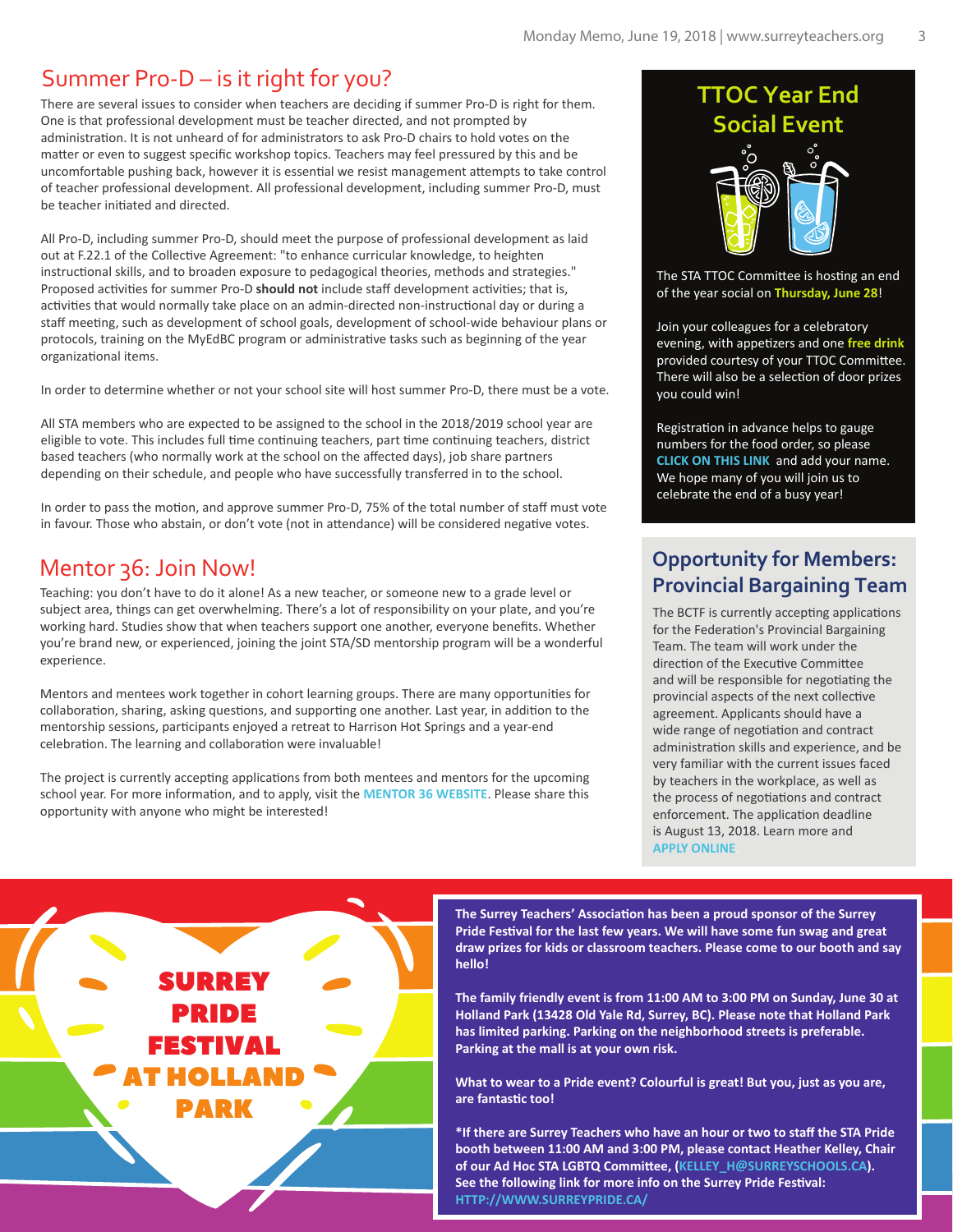## Summer Pro-D – is it right for you?

There are several issues to consider when teachers are deciding if summer Pro-D is right for them. One is that professional development must be teacher directed, and not prompted by administration. It is not unheard of for administrators to ask Pro-D chairs to hold votes on the matter or even to suggest specific workshop topics. Teachers may feel pressured by this and be uncomfortable pushing back, however it is essential we resist management attempts to take control of teacher professional development. All professional development, including summer Pro-D, must be teacher initiated and directed.

All Pro-D, including summer Pro-D, should meet the purpose of professional development as laid out at F.22.1 of the Collective Agreement: "to enhance curricular knowledge, to heighten instructional skills, and to broaden exposure to pedagogical theories, methods and strategies." Proposed activities for summer Pro-D **should not** include staff development activities; that is, activities that would normally take place on an admin-directed non-instructional day or during a staff meeting, such as development of school goals, development of school-wide behaviour plans or protocols, training on the MyEdBC program or administrative tasks such as beginning of the year organizational items.

In order to determine whether or not your school site will host summer Pro-D, there must be a vote.

All STA members who are expected to be assigned to the school in the 2018/2019 school year are eligible to vote. This includes full time continuing teachers, part time continuing teachers, district based teachers (who normally work at the school on the affected days), job share partners depending on their schedule, and people who have successfully transferred in to the school.

In order to pass the motion, and approve summer Pro-D, 75% of the total number of staff must vote in favour. Those who abstain, or don't vote (not in attendance) will be considered negative votes.

## Mentor 36: Join Now!

Teaching: you don't have to do it alone! As a new teacher, or someone new to a grade level or subject area, things can get overwhelming. There's a lot of responsibility on your plate, and you're working hard. Studies show that when teachers support one another, everyone benefits. Whether you're brand new, or experienced, joining the joint STA/SD mentorship program will be a wonderful experience.

Mentors and mentees work together in cohort learning groups. There are many opportunities for collaboration, sharing, asking questions, and supporting one another. Last year, in addition to the mentorship sessions, participants enjoyed a retreat to Harrison Hot Springs and a year-end celebration. The learning and collaboration were invaluable!

The project is currently accepting applications from both mentees and mentors for the upcoming school year. For more information, and to apply, visit the **MENTOR 36 WEBSITE**. Please share this opportunity with anyone who might be interested!

## TTOC Year End Social Event

The STA TTOC Committee is hosting an end of the year social on **Thursday, June 28**!

Join your colleagues for a celebratory evening, with appetizers and one **free drink** provided courtesy of your TTOC Committee. There will also be a selection of door prizes you could win!

Registration in advance helps to gauge numbers for the food order, so please **CLICK ON THIS LINK** and add your name. We hope many of you will join us to celebrate the end of a busy year!

## Opportunity for Members: Provincial Bargaining Team

The BCTF is currently accepting applications for the Federation's Provincial Bargaining Team. The team will work under the direction of the Executive Committee and will be responsible for negotiating the provincial aspects of the next collective agreement. Applicants should have a wide range of negotiation and contract administration skills and experience, and be very familiar with the current issues faced by teachers in the workplace, as well as the process of negotiations and contract enforcement. The application deadline is August 13, 2018. Learn more and **APPLY ONLINE**.

## SURREY PRIDE FESTIVAL AT HOLLAND PARK

**The Surrey Teachers' Association has been a proud sponsor of the Surrey Pride Festival for the last few years. We will have some fun swag and great draw prizes for kids or classroom teachers. Please come to our booth and say hello!**

**The family friendly event is from 11:00 AM to 3:00 PM on Sunday, June 30 at Holland Park (13428 Old Yale Rd, Surrey, BC). Please note that Holland Park has limited parking. Parking on the neighborhood streets is preferable. Parking at the mall is at your own risk.**

**What to wear to a Pride event? Colourful is great! But you, just as you are, are fantastic too!**

**\*If there are Surrey Teachers who have an hour or two to staff the STA Pride booth between 11:00 AM and 3:00 PM, please contact Heather Kelley, Chair of our Ad Hoc STA LGBTQ Committee, (KELLEY_H@SURREYSCHOOLS.CA). See the following link for more info on the Surrey Pride Festival: HTTP://WWW.SURREYPRIDE.CA/**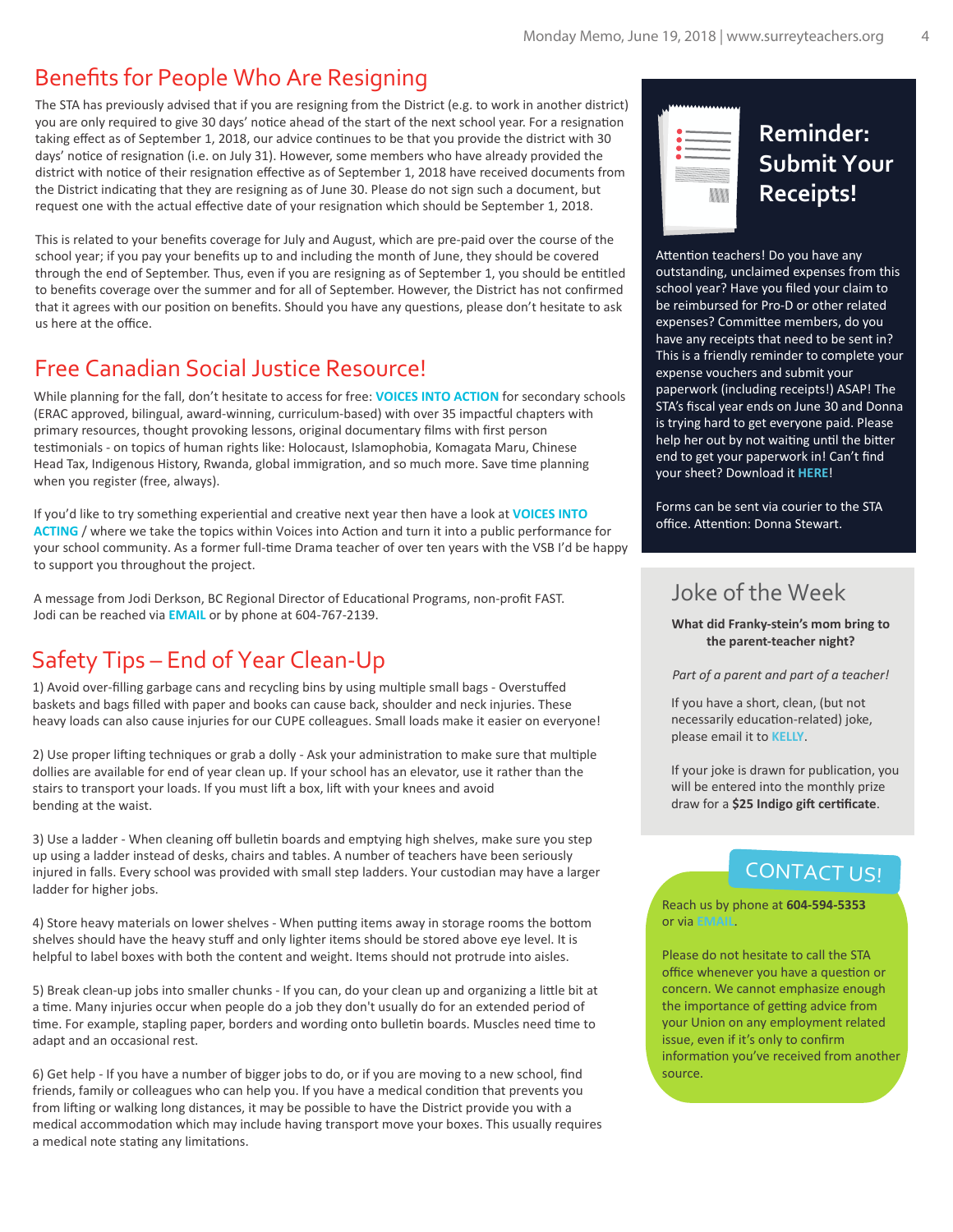## Benefits for People Who Are Resigning

The STA has previously advised that if you are resigning from the District (e.g. to work in another district) you are only required to give 30 days' notice ahead of the start of the next school year. For a resignation taking effect as of September 1, 2018, our advice continues to be that you provide the district with 30 days' notice of resignation (i.e. on July 31). However, some members who have already provided the district with notice of their resignation effective as of September 1, 2018 have received documents from the District indicating that they are resigning as of June 30. Please do not sign such a document, but request one with the actual effective date of your resignation which should be September 1, 2018.

This is related to your benefits coverage for July and August, which are pre-paid over the course of the school year; if you pay your benefits up to and including the month of June, they should be covered through the end of September. Thus, even if you are resigning as of September 1, you should be entitled to benefits coverage over the summer and for all of September. However, the District has not confirmed that it agrees with our position on benefits. Should you have any questions, please don't hesitate to ask us here at the office.

## Free Canadian Social Justice Resource!

While planning for the fall, don't hesitate to access for free: **VOICES INTO ACTION** for secondary schools (ERAC approved, bilingual, award-winning, curriculum-based) with over 35 impactful chapters with primary resources, thought provoking lessons, original documentary films with first person testimonials - on topics of human rights like: Holocaust, Islamophobia, Komagata Maru, Chinese Head Tax, Indigenous History, Rwanda, global immigration, and so much more. Save time planning when you register (free, always).

If you'd like to try something experiential and creative next year then have a look at **VOICES INTO ACTING** / where we take the topics within Voices into Action and turn it into a public performance for your school community. As a former full-time Drama teacher of over ten years with the VSB I'd be happy to support you throughout the project.

A message from Jodi Derkson, BC Regional Director of Educational Programs, non-profit FAST. Jodi can be reached via **EMAIL** or by phone at 604-767-2139.

## Safety Tips – End of Year Clean-Up

1) Avoid over-filling garbage cans and recycling bins by using multiple small bags - Overstuffed baskets and bags filled with paper and books can cause back, shoulder and neck injuries. These heavy loads can also cause injuries for our CUPE colleagues. Small loads make it easier on everyone!

2) Use proper lifting techniques or grab a dolly - Ask your administration to make sure that multiple dollies are available for end of year clean up. If your school has an elevator, use it rather than the stairs to transport your loads. If you must lift a box, lift with your knees and avoid bending at the waist.

3) Use a ladder - When cleaning off bulletin boards and emptying high shelves, make sure you step up using a ladder instead of desks, chairs and tables. A number of teachers have been seriously injured in falls. Every school was provided with small step ladders. Your custodian may have a larger ladder for higher jobs.

4) Store heavy materials on lower shelves - When putting items away in storage rooms the bottom shelves should have the heavy stuff and only lighter items should be stored above eye level. It is helpful to label boxes with both the content and weight. Items should not protrude into aisles.

5) Break clean-up jobs into smaller chunks - If you can, do your clean up and organizing a little bit at a time. Many injuries occur when people do a job they don't usually do for an extended period of time. For example, stapling paper, borders and wording onto bulletin boards. Muscles need time to adapt and an occasional rest.

6) Get help - If you have a number of bigger jobs to do, or if you are moving to a new school, find friends, family or colleagues who can help you. If you have a medical condition that prevents you from lifting or walking long distances, it may be possible to have the District provide you with a medical accommodation which may include having transport move your boxes. This usually requires a medical note stating any limitations.

## Reminder: Submit Your Receipts!

Attention teachers! Do you have any outstanding, unclaimed expenses from this school year? Have you filed your claim to be reimbursed for Pro-D or other related expenses? Committee members, do you have any receipts that need to be sent in? This is a friendly reminder to complete your expense vouchers and submit your paperwork (including receipts!) ASAP! The STA's fiscal year ends on June 30 and Donna is trying hard to get everyone paid. Please help her out by not waiting until the bitter end to get your paperwork in! Can't find your sheet? Download it **HERE**!

Forms can be sent via courier to the STA office. Attention: Donna Stewart.

## Joke of the Week

**What did Franky-stein's mom bring to the parent-teacher night?**

*Part of a parent and part of a teacher!*

If you have a short, clean, (but not necessarily education-related) joke, please email it to **KELLY**.

If your joke is drawn for publication, you will be entered into the monthly prize draw for a **$25 Indigo gift certificate**.

## CONTACT US!

Reach us by phone at **604-594-5353** or via **EMAIL**.

Please do not hesitate to call the STA office whenever you have a question or concern. We cannot emphasize enough the importance of getting advice from your Union on any employment related issue, even if it's only to confirm information you've received from another source.